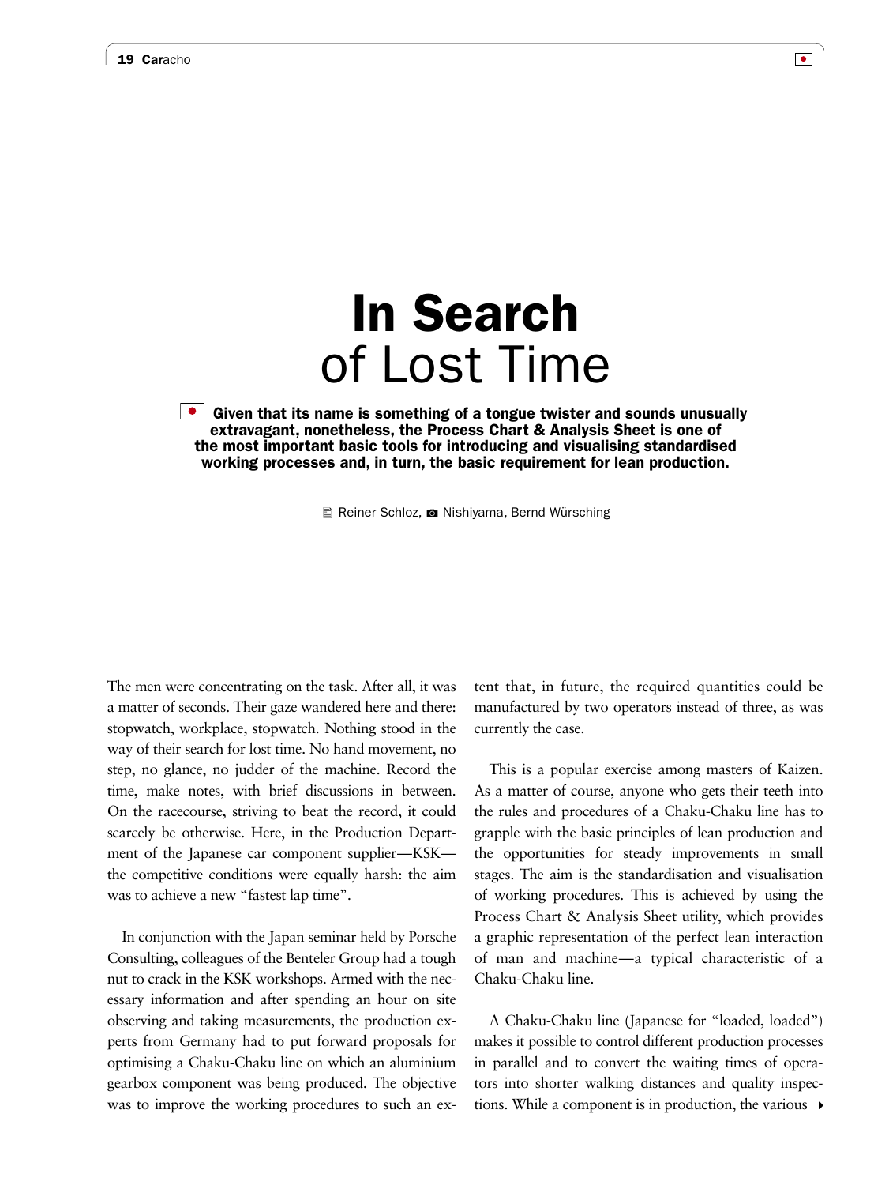# In Search of Lost Time

**Given that its name is something of a tongue twister and sounds unusually extravagant, nonetheless, the Process Chart & Analysis Sheet is one of the most important basic tools for introducing and visualising standardised working processes and, in turn, the basic requirement for lean production.**

Reiner Schloz, Nishiyama, Bernd Würsching

The men were concentrating on the task. After all, it was a matter of seconds. Their gaze wandered here and there: stopwatch, workplace, stopwatch. Nothing stood in the way of their search for lost time. No hand movement, no step, no glance, no judder of the machine. Record the time, make notes, with brief discussions in between. On the racecourse, striving to beat the record, it could scarcely be otherwise. Here, in the Production Department of the Japanese car component supplier—KSK—the competitive conditions were equally harsh: the aim was to achieve a new "fastest lap time".

In conjunction with the Japan seminar held by Porsche Consulting, colleagues of the Benteler Group had a tough nut to crack in the KSK workshops. Armed with the necessary information and after spending an hour on site observing and taking measurements, the production experts from Germany had to put forward proposals for optimising a Chaku-Chaku line on which an aluminium gearbox component was being produced. The objective was to improve the working procedures to such an extent that, in future, the required quantities could be manufactured by two operators instead of three, as was currently the case.

This is a popular exercise among masters of Kaizen. As a matter of course, anyone who gets their teeth into the rules and procedures of a Chaku-Chaku line has to grapple with the basic principles of lean production and the opportunities for steady improvements in small stages. The aim is the standardisation and visualisation of working procedures. This is achieved by using the Process Chart & Analysis Sheet utility, which provides a graphic representation of the perfect lean interaction of man and machine—a typical characteristic of a Chaku-Chaku line.

A Chaku-Chaku line (Japanese for "loaded, loaded") makes it possible to control different production processes in parallel and to convert the waiting times of operators into shorter walking distances and quality inspections. While a component is in production, the various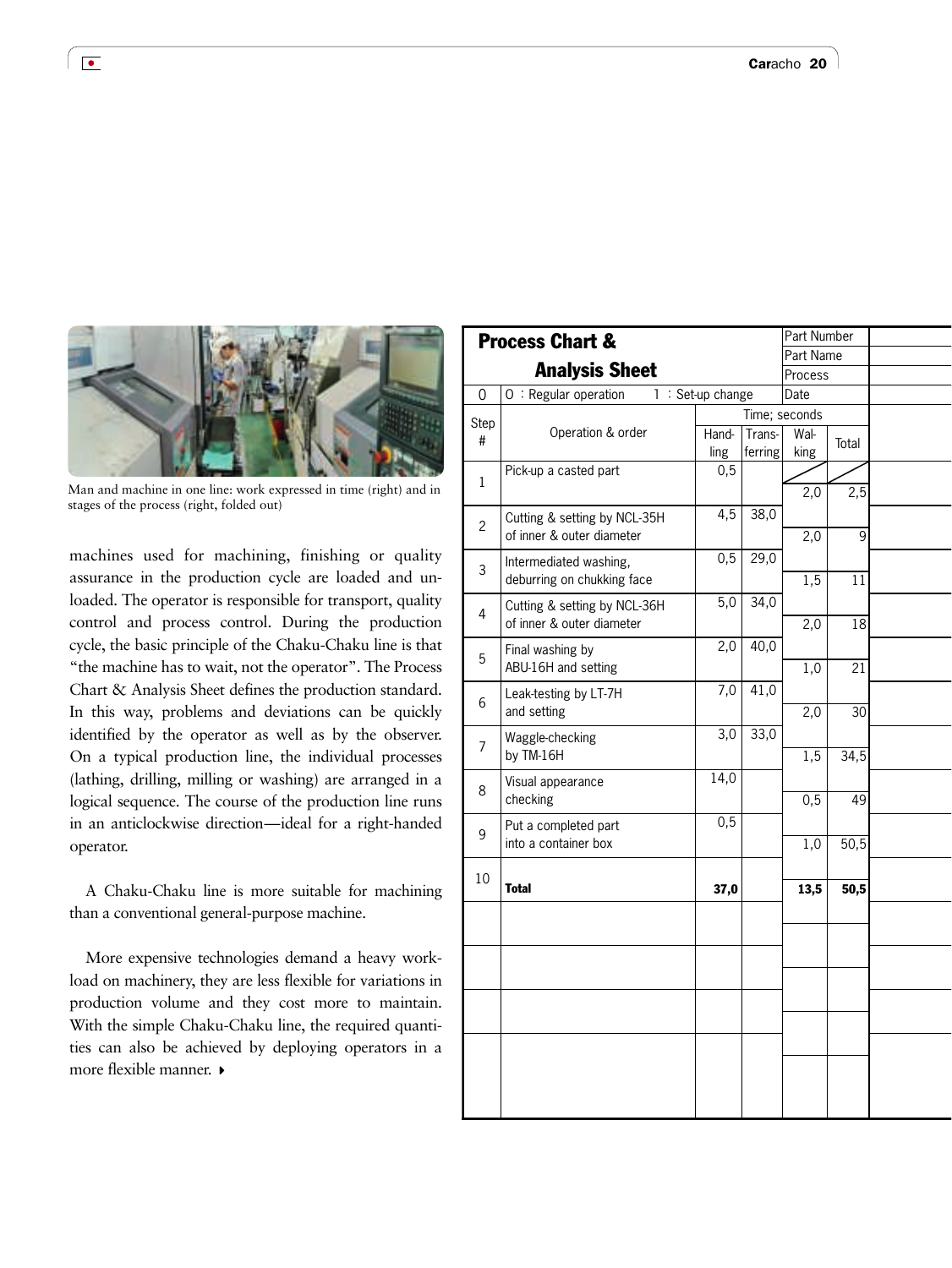Man and machine in one line: work expressed in time (right) and in stages of the process (right, folded out)

machines used for machining, finishing or quality assurance in the production cycle are loaded and unloaded. The operator is responsible for transport, quality control and process control. During the production cycle, the basic principle of the Chaku-Chaku line is that "the machine has to wait, not the operator". The Process Chart & Analysis Sheet defines the production standard. In this way, problems and deviations can be quickly identified by the operator as well as by the observer. On a typical production line, the individual processes (lathing, drilling, milling or washing) are arranged in a logical sequence. The course of the production line runs in an anticlockwise direction—ideal for a right-handed operator.

A Chaku-Chaku line is more suitable for machining than a conventional general-purpose machine.

More expensive technologies demand a heavy workload on machinery, they are less flexible for variations in production volume and they cost more to maintain. With the simple Chaku-Chaku line, the required quantities can also be achieved by deploying operators in a more flexible manner.

**Process Chart & Analysis Sheet**

| | | | | | |
|---|---|---|---|---|---|
| | | | | Part Number | |
| | | | | Part Name | |
| | | | | Process | |
| 0 | 0 : Regular operation 1 : Set-up change | | | Date | |
| Step # | Operation & order | Time; seconds | | | |
| | | Handling | Transferring | Walking | Total |
| 1 | Pick-up a casted part | 0,5 | | 2,0 | 2,5 |
| 2 | Cutting & setting by NCL-35H of inner & outer diameter | 4,5 | 38,0 | 2,0 | 9 |
| 3 | Intermediated washing, deburring on chukking face | 0,5 | 29,0 | 1,5 | 11 |
| 4 | Cutting & setting by NCL-36H of inner & outer diameter | 5,0 | 34,0 | 2,0 | 18 |
| 5 | Final washing by ABU-16H and setting | 2,0 | 40,0 | 1,0 | 21 |
| 6 | Leak-testing by LT-7H and setting | 7,0 | 41,0 | 2,0 | 30 |
| 7 | Waggle-checking by TM-16H | 3,0 | 33,0 | 1,5 | 34,5 |
| 8 | Visual appearance checking | 14,0 | | 0,5 | 49 |
| 9 | Put a completed part into a container box | 0,5 | | 1,0 | 50,5 |
| 10 | **Total** | **37,0** | | **13,5** | **50,5** |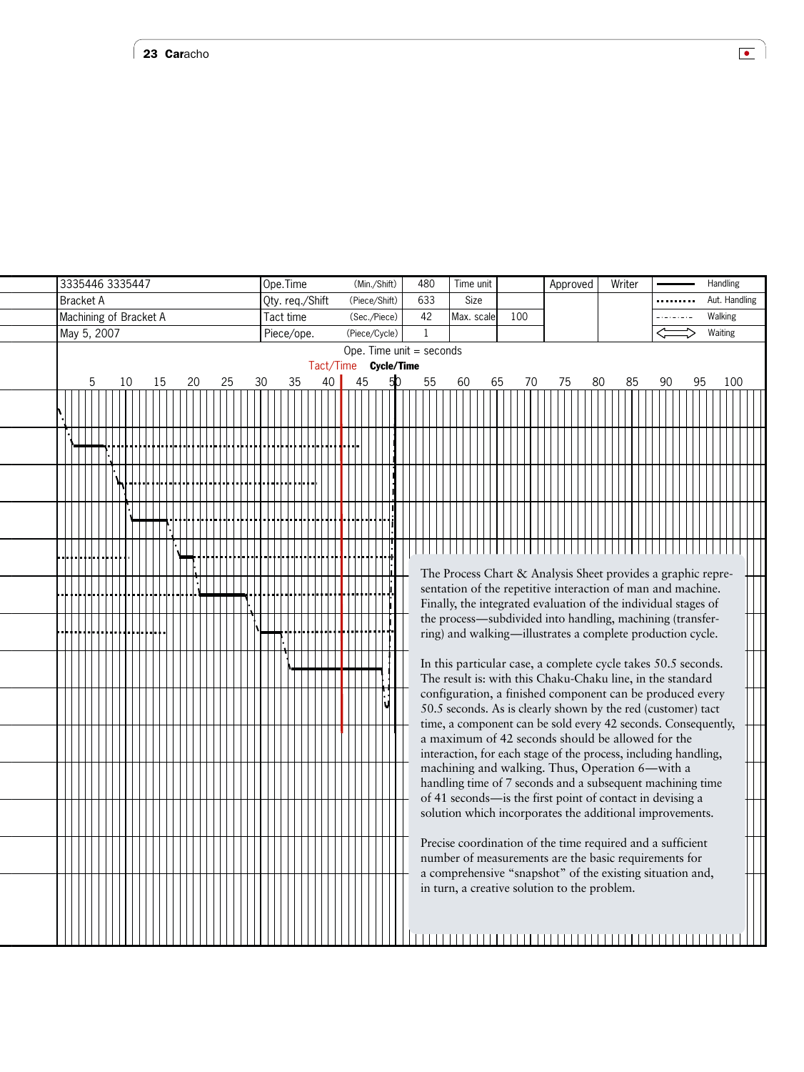| | | | | | | | | |
|---|---|---|---|---|---|---|---|---|
| 3335446 3335447 | Ope.Time | (Min./Shift) | 480 | Time unit | | Approved | Writer | Handling |
| Bracket A | Qty. req./Shift | (Piece/Shift) | 633 | Size | | | | Aut. Handling |
| Machining of Bracket A | Tact time | (Sec./Piece) | 42 | Max. scale | 100 | | | Walking |
| May 5, 2007 | Piece/ope. | (Piece/Cycle) | 1 | | | | | Waiting |

Ope. Time unit = seconds

Tact/Time

Cycle/Time

5 10 15 20 25 30 35 40 45 50 55 60 65 70 75 80 85 90 95 100

The Process Chart & Analysis Sheet provides a graphic representation of the repetitive interaction of man and machine. Finally, the integrated evaluation of the individual stages of the process—subdivided into handling, machining (transferring) and walking—illustrates a complete production cycle.

In this particular case, a complete cycle takes 50.5 seconds. The result is: with this Chaku-Chaku line, in the standard configuration, a finished component can be produced every 50.5 seconds. As is clearly shown by the red (customer) tact time, a component can be sold every 42 seconds. Consequently, a maximum of 42 seconds should be allowed for the interaction, for each stage of the process, including handling, machining and walking. Thus, Operation 6—with a handling time of 7 seconds and a subsequent machining time of 41 seconds—is the first point of contact in devising a solution which incorporates the additional improvements.

Precise coordination of the time required and a sufficient number of measurements are the basic requirements for a comprehensive "snapshot" of the existing situation and, in turn, a creative solution to the problem.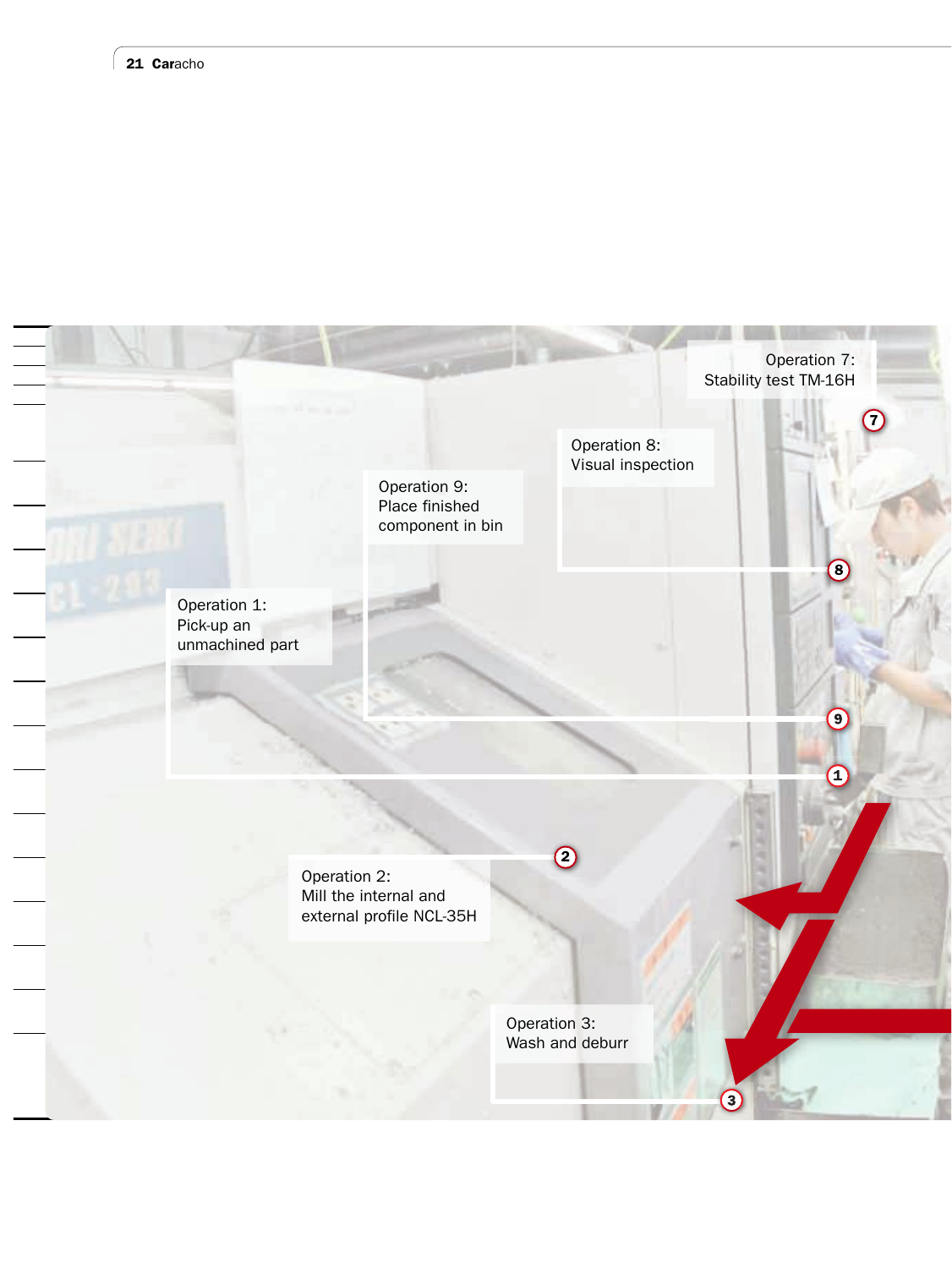Operation 7:
Stability test TM-16H

Operation 8:
Visual inspection

Operation 9:
Place finished
component in bin

Operation 1:
Pick-up an
unmachined part

Operation 2:
Mill the internal and
external profile NCL-35H

Operation 3:
Wash and deburr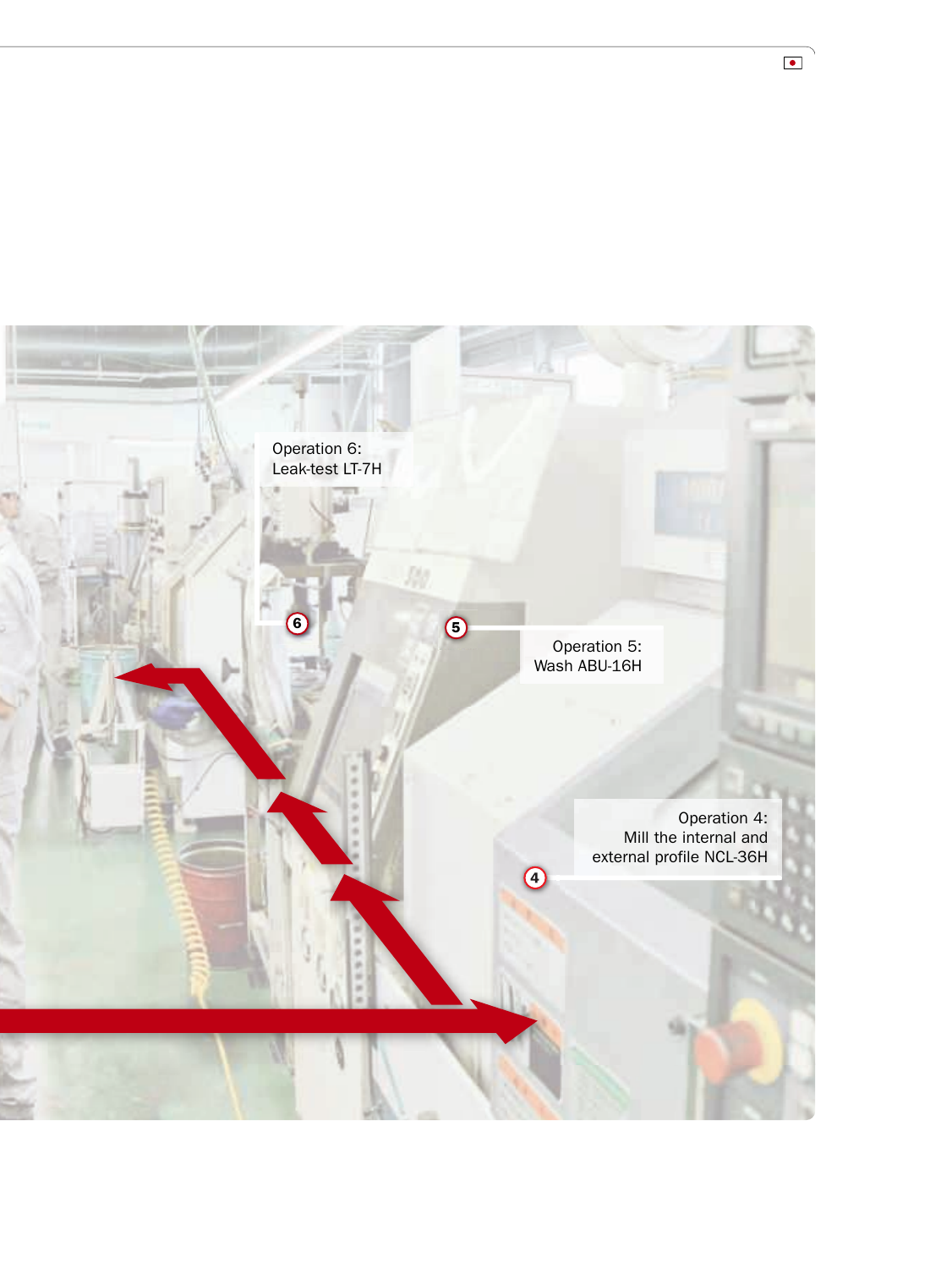Operation 6:
Leak-test LT-7H

Operation 5:
Wash ABU-16H

Operation 4:
Mill the internal and
external profile NCL-36H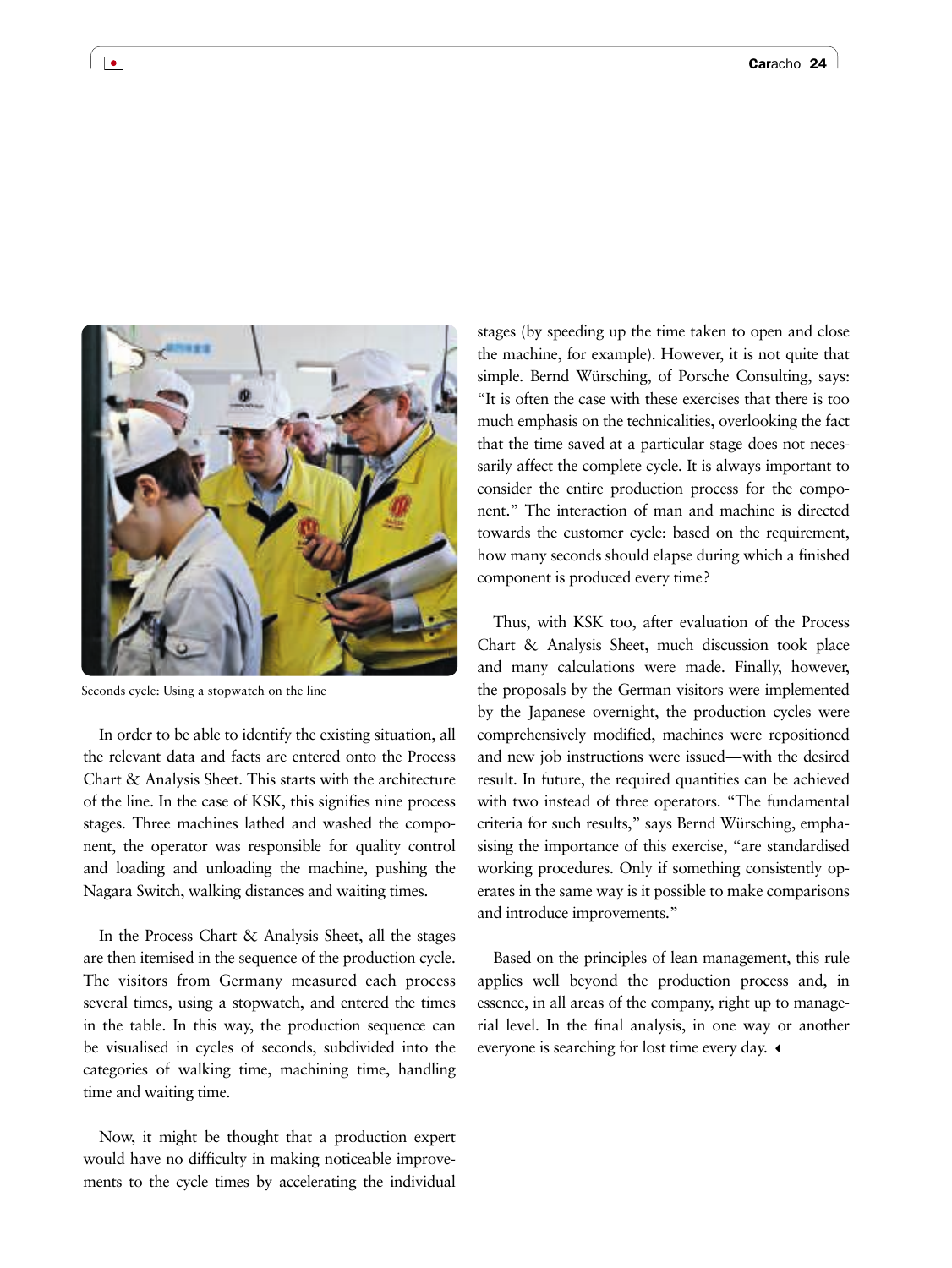Seconds cycle: Using a stopwatch on the line

In order to be able to identify the existing situation, all the relevant data and facts are entered onto the Process Chart & Analysis Sheet. This starts with the architecture of the line. In the case of KSK, this signifies nine process stages. Three machines lathed and washed the component, the operator was responsible for quality control and loading and unloading the machine, pushing the Nagara Switch, walking distances and waiting times.

In the Process Chart & Analysis Sheet, all the stages are then itemised in the sequence of the production cycle. The visitors from Germany measured each process several times, using a stopwatch, and entered the times in the table. In this way, the production sequence can be visualised in cycles of seconds, subdivided into the categories of walking time, machining time, handling time and waiting time.

Now, it might be thought that a production expert would have no difficulty in making noticeable improvements to the cycle times by accelerating the individual stages (by speeding up the time taken to open and close the machine, for example). However, it is not quite that simple. Bernd Würsching, of Porsche Consulting, says: "It is often the case with these exercises that there is too much emphasis on the technicalities, overlooking the fact that the time saved at a particular stage does not necessarily affect the complete cycle. It is always important to consider the entire production process for the component." The interaction of man and machine is directed towards the customer cycle: based on the requirement, how many seconds should elapse during which a finished component is produced every time?

Thus, with KSK too, after evaluation of the Process Chart & Analysis Sheet, much discussion took place and many calculations were made. Finally, however, the proposals by the German visitors were implemented by the Japanese overnight, the production cycles were comprehensively modified, machines were repositioned and new job instructions were issued—with the desired result. In future, the required quantities can be achieved with two instead of three operators. "The fundamental criteria for such results," says Bernd Würsching, emphasising the importance of this exercise, "are standardised working procedures. Only if something consistently operates in the same way is it possible to make comparisons and introduce improvements."

Based on the principles of lean management, this rule applies well beyond the production process and, in essence, in all areas of the company, right up to managerial level. In the final analysis, in one way or another everyone is searching for lost time every day.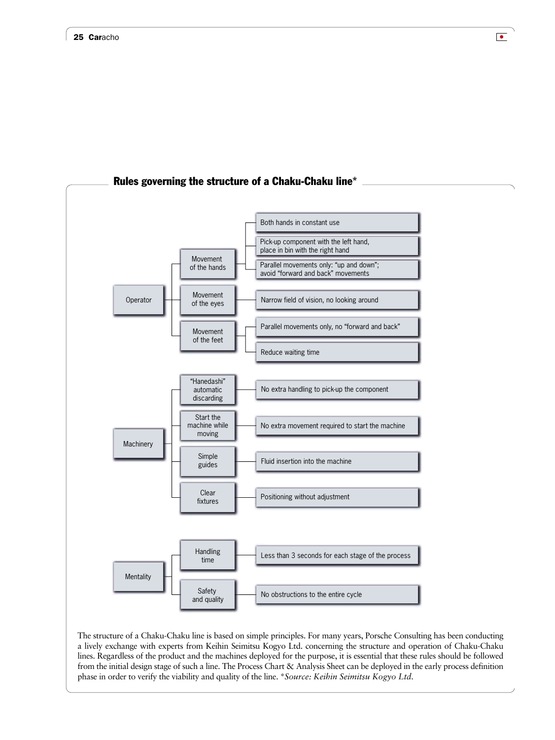## Rules governing the structure of a Chaku-Chaku line*

Operator

- Movement of the hands
  - Both hands in constant use
  - Pick-up component with the left hand, place in bin with the right hand
  - Parallel movements only: “up and down”; avoid “forward and back” movements
- Movement of the eyes
  - Narrow field of vision, no looking around
- Movement of the feet
  - Parallel movements only, no “forward and back”
  - Reduce waiting time

Machinery

- “Hanedashi” automatic discarding
  - No extra handling to pick-up the component
- Start the machine while moving
  - No extra movement required to start the machine
- Simple guides
  - Fluid insertion into the machine
- Clear fixtures
  - Positioning without adjustment

Mentality

- Handling time
  - Less than 3 seconds for each stage of the process
- Safety and quality
  - No obstructions to the entire cycle

The structure of a Chaku-Chaku line is based on simple principles. For many years, Porsche Consulting has been conducting a lively exchange with experts from Keihin Seimitsu Kogyo Ltd. concerning the structure and operation of Chaku-Chaku lines. Regardless of the product and the machines deployed for the purpose, it is essential that these rules should be followed from the initial design stage of such a line. The Process Chart & Analysis Sheet can be deployed in the early process definition phase in order to verify the viability and quality of the line. **Source: Keihin Seimitsu Kogyo Ltd.*